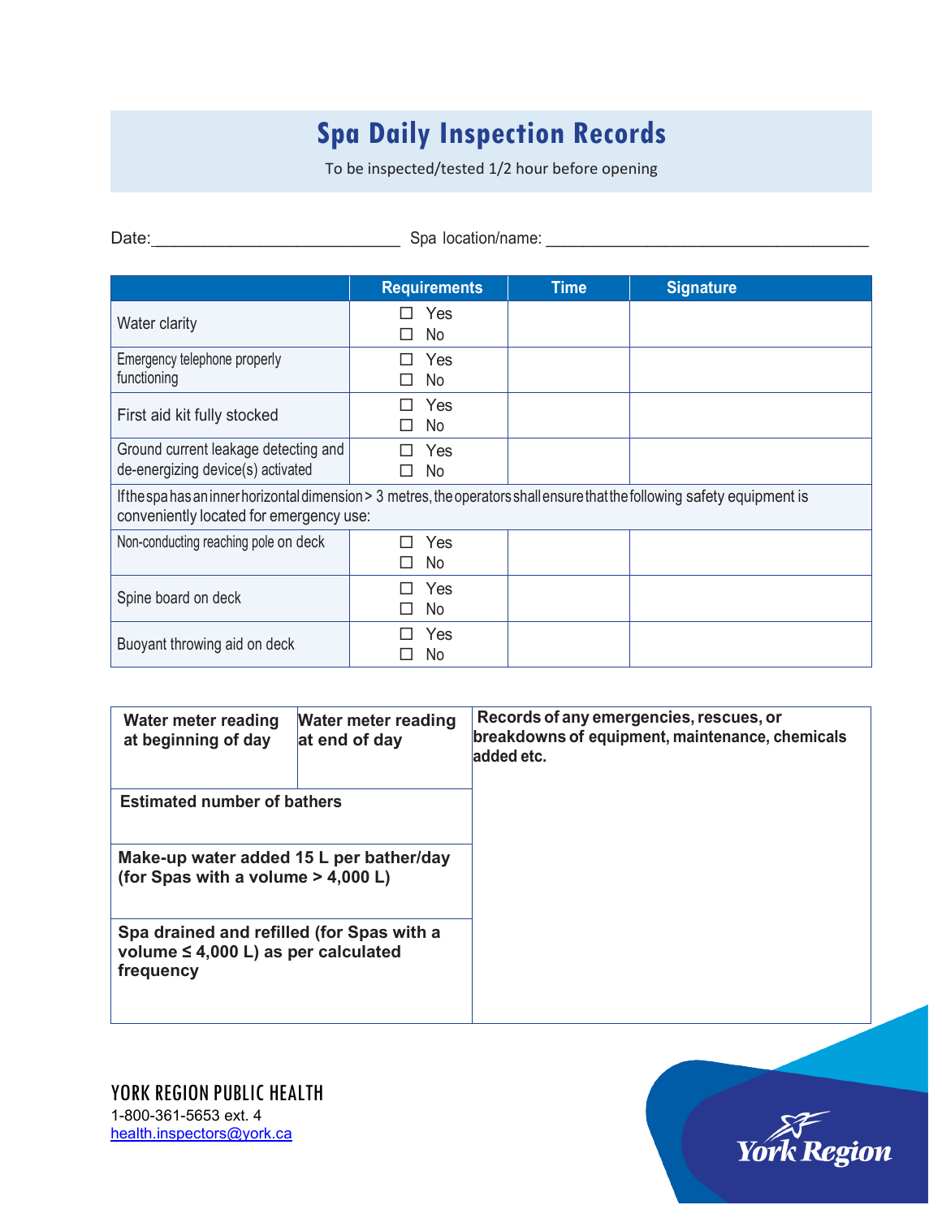# Spa Daily Inspection Records

To be inspected/tested 1/2 hour before opening

Date:___________________________ Spa location/name: ___________________________________

| | Requirements | Time | Signature |
|---|---|---|---|
| Water clarity | ☐ Yes ☐ No | | |
| Emergency telephone properly functioning | ☐ Yes ☐ No | | |
| First aid kit fully stocked | ☐ Yes ☐ No | | |
| Ground current leakage detecting and de-energizing device(s) activated | ☐ Yes ☐ No | | |
| If the spa has an inner horizontal dimension > 3 metres, the operators shall ensure that the following safety equipment is conveniently located for emergency use: | | | |
| Non-conducting reaching pole on deck | ☐ Yes ☐ No | | |
| Spine board on deck | ☐ Yes ☐ No | | |
| Buoyant throwing aid on deck | ☐ Yes ☐ No | | |

| **Water meter reading at beginning of day** | **Water meter reading at end of day** | **Records of any emergencies, rescues, or breakdowns of equipment, maintenance, chemicals added etc.** |
|---|---|---|
| **Estimated number of bathers** | | |
| **Make-up water added 15 L per bather/day (for Spas with a volume > 4,000 L)** | | |
| **Spa drained and refilled (for Spas with a volume ≤ 4,000 L) as per calculated frequency** | | |

YORK REGION PUBLIC HEALTH
1-800-361-5653 ext. 4
health.inspectors@york.ca

York Region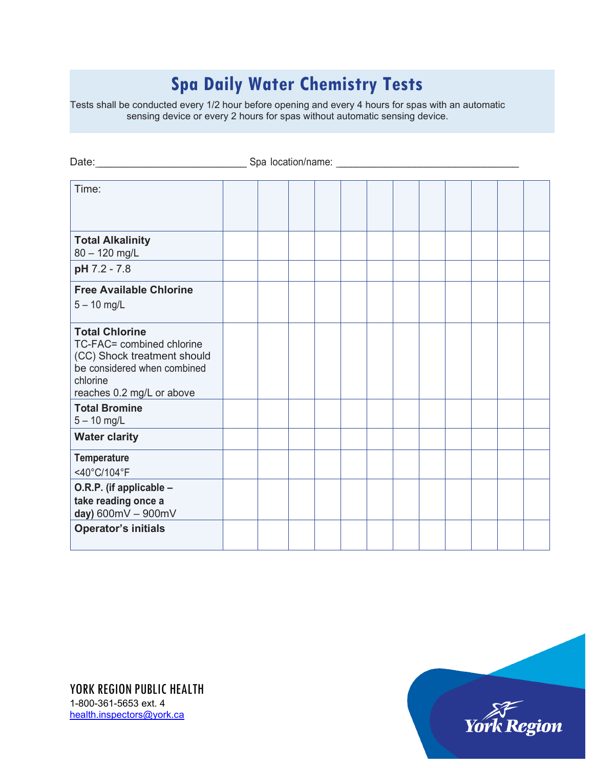# Spa Daily Water Chemistry Tests

Tests shall be conducted every 1/2 hour before opening and every 4 hours for spas with an automatic sensing device or every 2 hours for spas without automatic sensing device.

Date:__________________________ Spa location/name: _______________________________

| Time: | | | | | | | | | | | | |
|---|---|---|---|---|---|---|---|---|---|---|---|---|
| **Total Alkalinity** 80 – 120 mg/L | | | | | | | | | | | | |
| **pH** 7.2 - 7.8 | | | | | | | | | | | | |
| **Free Available Chlorine** 5 – 10 mg/L | | | | | | | | | | | | |
| **Total Chlorine** TC-FAC= combined chlorine (CC) Shock treatment should be considered when combined chlorine reaches 0.2 mg/L or above | | | | | | | | | | | | |
| **Total Bromine** 5 – 10 mg/L | | | | | | | | | | | | |
| **Water clarity** | | | | | | | | | | | | |
| **Temperature** <40°C/104°F | | | | | | | | | | | | |
| **O.R.P. (if applicable – take reading once a day)** 600mV – 900mV | | | | | | | | | | | | |
| **Operator's initials** | | | | | | | | | | | | |

YORK REGION PUBLIC HEALTH
1-800-361-5653 ext. 4
health.inspectors@york.ca

York Region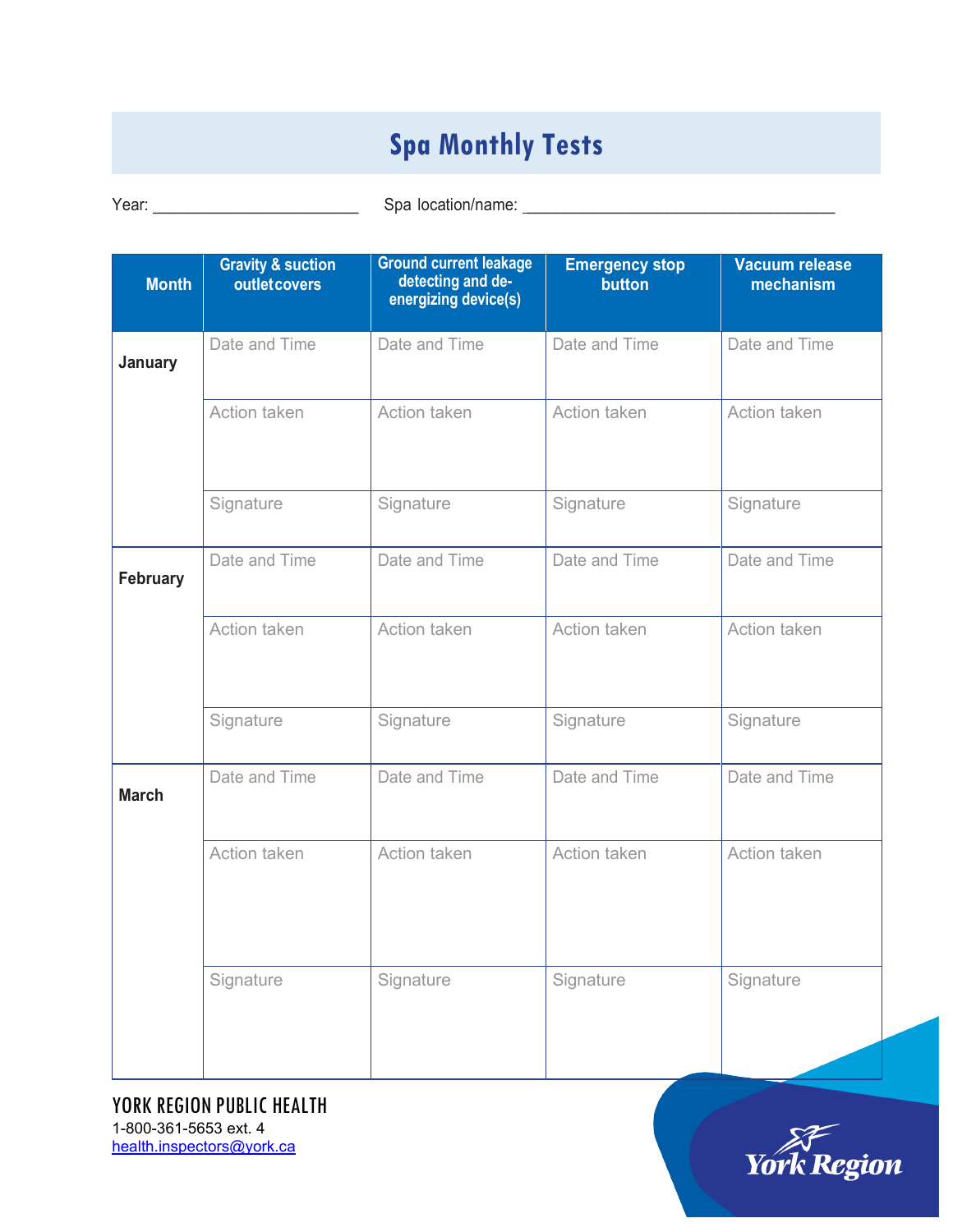# Spa Monthly Tests

Year: ________________________ Spa location/name: ____________________________________

| Month | Gravity & suction outlet covers | Ground current leakage detecting and de-energizing device(s) | Emergency stop button | Vacuum release mechanism |
|---|---|---|---|---|
| **January** | Date and Time | Date and Time | Date and Time | Date and Time |
| | Action taken | Action taken | Action taken | Action taken |
| | Signature | Signature | Signature | Signature |
| **February** | Date and Time | Date and Time | Date and Time | Date and Time |
| | Action taken | Action taken | Action taken | Action taken |
| | Signature | Signature | Signature | Signature |
| **March** | Date and Time | Date and Time | Date and Time | Date and Time |
| | Action taken | Action taken | Action taken | Action taken |
| | Signature | Signature | Signature | Signature |

YORK REGION PUBLIC HEALTH
1-800-361-5653 ext. 4
health.inspectors@york.ca

York Region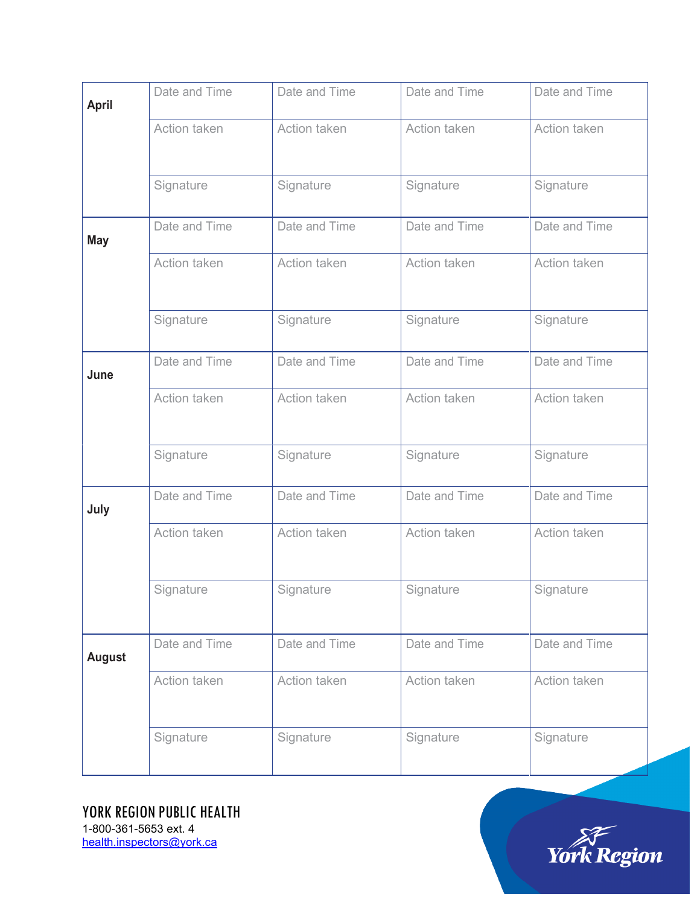| | | | | |
|---|---|---|---|---|
| **April** | Date and Time | Date and Time | Date and Time | Date and Time |
| | Action taken | Action taken | Action taken | Action taken |
| | Signature | Signature | Signature | Signature |
| **May** | Date and Time | Date and Time | Date and Time | Date and Time |
| | Action taken | Action taken | Action taken | Action taken |
| | Signature | Signature | Signature | Signature |
| **June** | Date and Time | Date and Time | Date and Time | Date and Time |
| | Action taken | Action taken | Action taken | Action taken |
| | Signature | Signature | Signature | Signature |
| **July** | Date and Time | Date and Time | Date and Time | Date and Time |
| | Action taken | Action taken | Action taken | Action taken |
| | Signature | Signature | Signature | Signature |
| **August** | Date and Time | Date and Time | Date and Time | Date and Time |
| | Action taken | Action taken | Action taken | Action taken |
| | Signature | Signature | Signature | Signature |

YORK REGION PUBLIC HEALTH
1-800-361-5653 ext. 4
[health.inspectors@york.ca](mailto:health.inspectors@york.ca)

York Region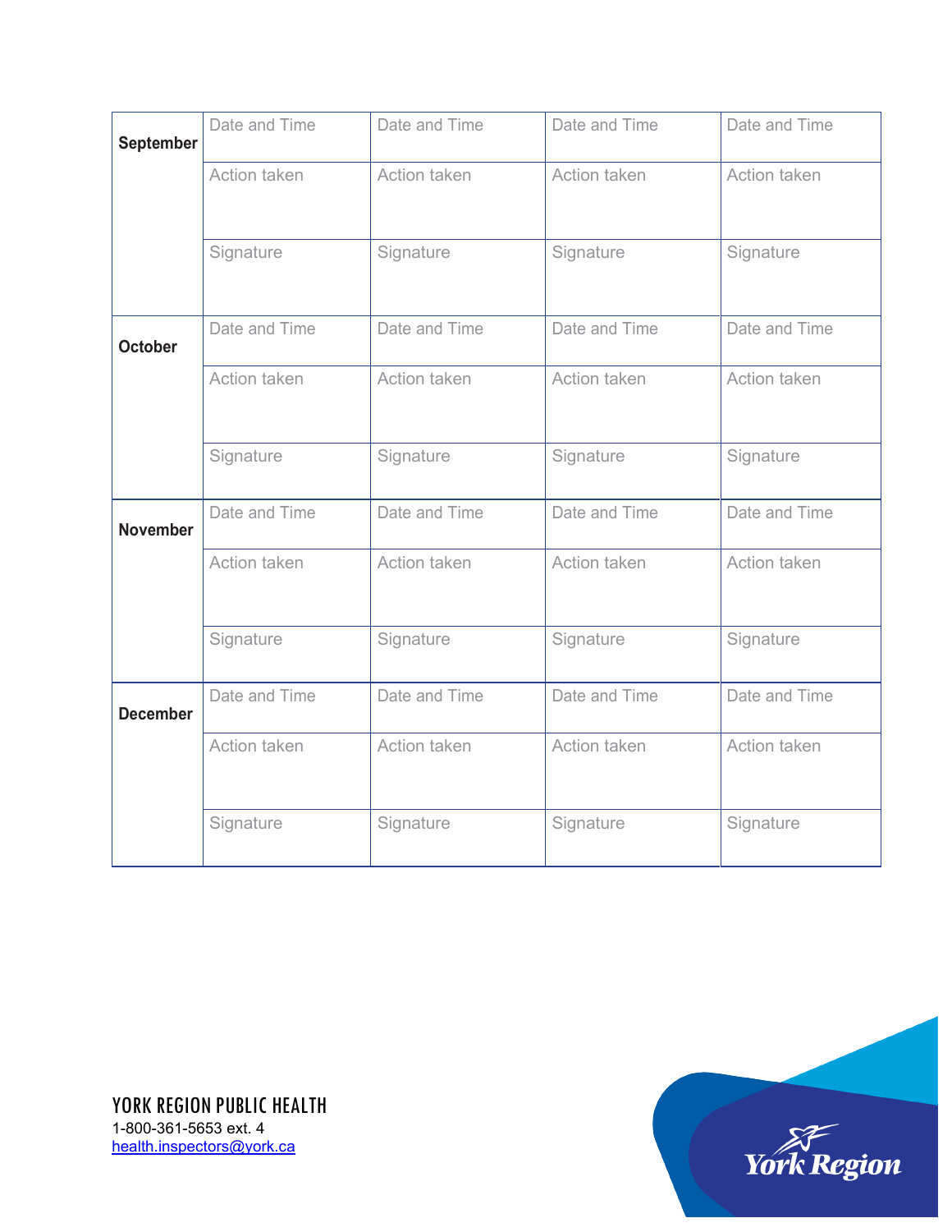| | | | | |
|---|---|---|---|---|
| **September** | Date and Time | Date and Time | Date and Time | Date and Time |
| | Action taken | Action taken | Action taken | Action taken |
| | Signature | Signature | Signature | Signature |
| **October** | Date and Time | Date and Time | Date and Time | Date and Time |
| | Action taken | Action taken | Action taken | Action taken |
| | Signature | Signature | Signature | Signature |
| **November** | Date and Time | Date and Time | Date and Time | Date and Time |
| | Action taken | Action taken | Action taken | Action taken |
| | Signature | Signature | Signature | Signature |
| **December** | Date and Time | Date and Time | Date and Time | Date and Time |
| | Action taken | Action taken | Action taken | Action taken |
| | Signature | Signature | Signature | Signature |

YORK REGION PUBLIC HEALTH
1-800-361-5653 ext. 4
[health.inspectors@york.ca](mailto:health.inspectors@york.ca)

York Region